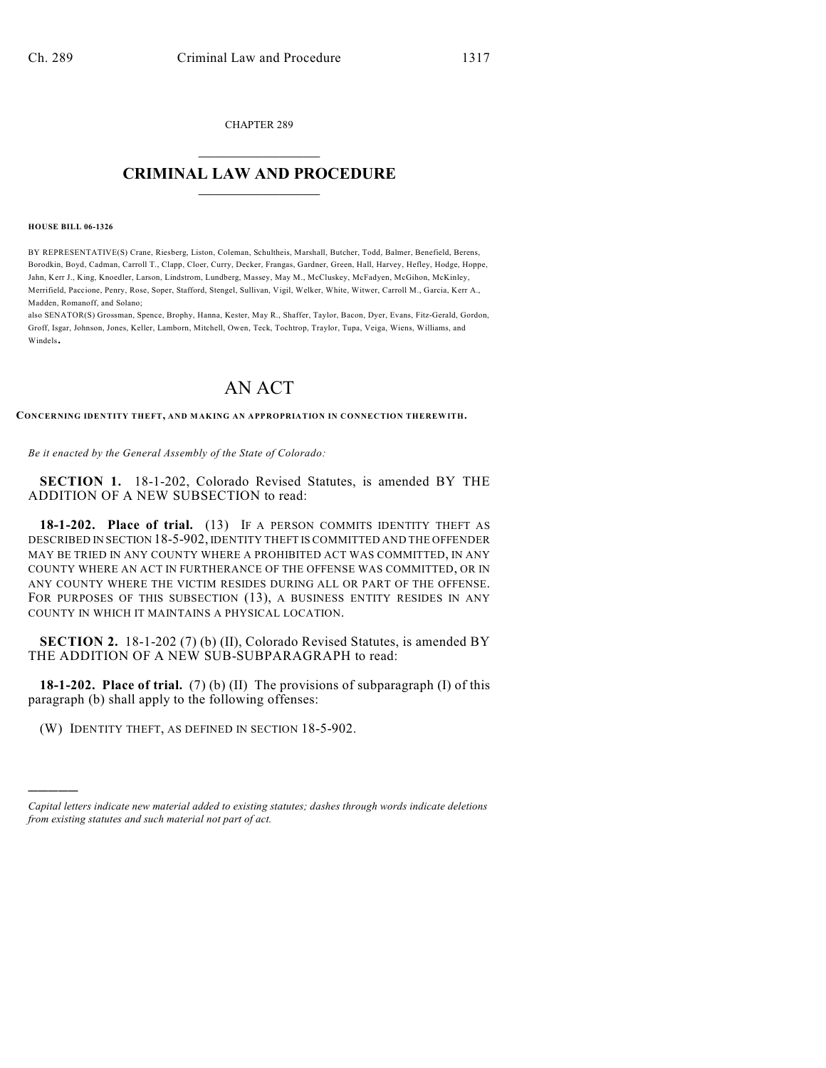CHAPTER 289

# CRIMINAL LAW AND PROCEDURE

**HOUSE BILL 06-1326**

BY REPRESENTATIVE(S) Crane, Riesberg, Liston, Coleman, Schultheis, Marshall, Butcher, Todd, Balmer, Benefield, Berens, Borodkin, Boyd, Cadman, Carroll T., Clapp, Cloer, Curry, Decker, Frangas, Gardner, Green, Hall, Harvey, Hefley, Hodge, Hoppe, Jahn, Kerr J., King, Knoedler, Larson, Lindstrom, Lundberg, Massey, May M., McCluskey, McFadyen, McGihon, McKinley, Merrifield, Paccione, Penry, Rose, Soper, Stafford, Stengel, Sullivan, Vigil, Welker, White, Witwer, Carroll M., Garcia, Kerr A., Madden, Romanoff, and Solano;

also SENATOR(S) Grossman, Spence, Brophy, Hanna, Kester, May R., Shaffer, Taylor, Bacon, Dyer, Evans, Fitz-Gerald, Gordon, Groff, Isgar, Johnson, Jones, Keller, Lamborn, Mitchell, Owen, Teck, Tochtrop, Traylor, Tupa, Veiga, Wiens, Williams, and Windels.

# AN ACT

**CONCERNING IDENTITY THEFT, AND MAKING AN APPROPRIATION IN CONNECTION THEREWITH.**

*Be it enacted by the General Assembly of the State of Colorado:*

**SECTION 1.** 18-1-202, Colorado Revised Statutes, is amended BY THE ADDITION OF A NEW SUBSECTION to read:

**18-1-202. Place of trial.** (13) IF A PERSON COMMITS IDENTITY THEFT AS DESCRIBED IN SECTION 18-5-902, IDENTITY THEFT IS COMMITTED AND THE OFFENDER MAY BE TRIED IN ANY COUNTY WHERE A PROHIBITED ACT WAS COMMITTED, IN ANY COUNTY WHERE AN ACT IN FURTHERANCE OF THE OFFENSE WAS COMMITTED, OR IN ANY COUNTY WHERE THE VICTIM RESIDES DURING ALL OR PART OF THE OFFENSE. FOR PURPOSES OF THIS SUBSECTION (13), A BUSINESS ENTITY RESIDES IN ANY COUNTY IN WHICH IT MAINTAINS A PHYSICAL LOCATION.

**SECTION 2.** 18-1-202 (7) (b) (II), Colorado Revised Statutes, is amended BY THE ADDITION OF A NEW SUB-SUBPARAGRAPH to read:

**18-1-202. Place of trial.** (7) (b) (II) The provisions of subparagraph (I) of this paragraph (b) shall apply to the following offenses:

(W) IDENTITY THEFT, AS DEFINED IN SECTION 18-5-902.

---

*Capital letters indicate new material added to existing statutes; dashes through words indicate deletions from existing statutes and such material not part of act.*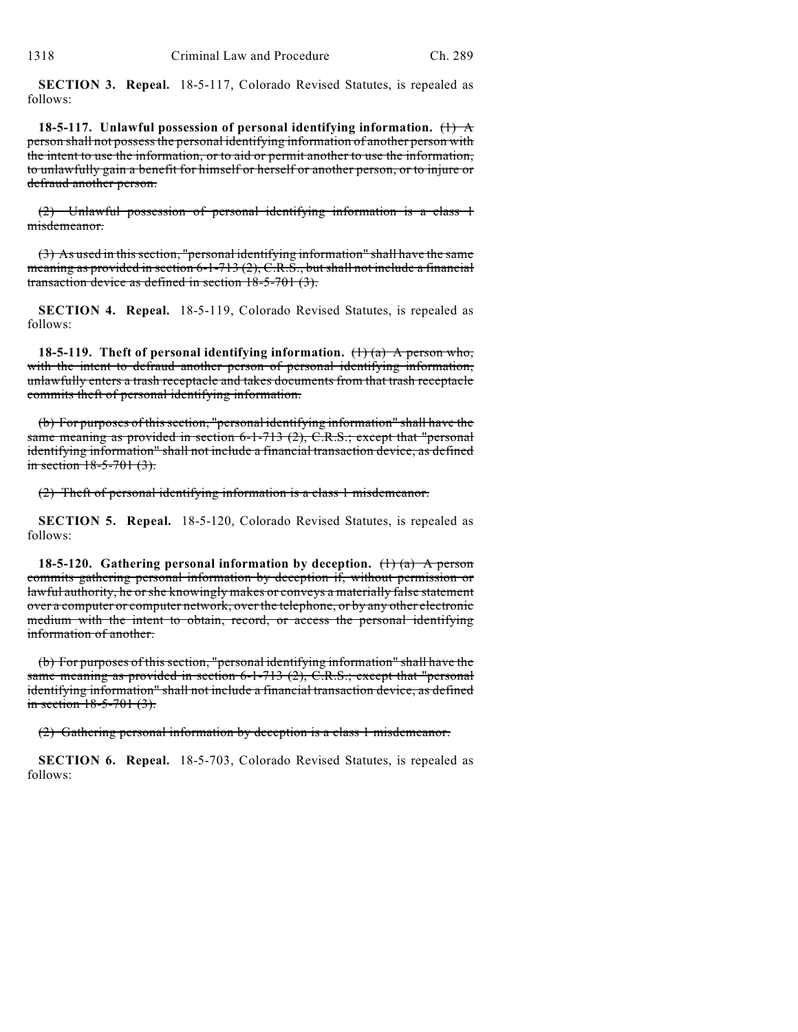**SECTION 3. Repeal.** 18-5-117, Colorado Revised Statutes, is repealed as follows:

**18-5-117. Unlawful possession of personal identifying information.** ~~(1) A person shall not possess the personal identifying information of another person with the intent to use the information, or to aid or permit another to use the information, to unlawfully gain a benefit for himself or herself or another person, or to injure or defraud another person.~~

~~(2) Unlawful possession of personal identifying information is a class 1 misdemeanor.~~

~~(3) As used in this section, "personal identifying information" shall have the same meaning as provided in section 6-1-713 (2), C.R.S., but shall not include a financial transaction device as defined in section 18-5-701 (3).~~

**SECTION 4. Repeal.** 18-5-119, Colorado Revised Statutes, is repealed as follows:

**18-5-119. Theft of personal identifying information.** ~~(1) (a) A person who, with the intent to defraud another person of personal identifying information, unlawfully enters a trash receptacle and takes documents from that trash receptacle commits theft of personal identifying information.~~

~~(b) For purposes of this section, "personal identifying information" shall have the same meaning as provided in section 6-1-713 (2), C.R.S.; except that "personal identifying information" shall not include a financial transaction device, as defined in section 18-5-701 (3).~~

~~(2) Theft of personal identifying information is a class 1 misdemeanor.~~

**SECTION 5. Repeal.** 18-5-120, Colorado Revised Statutes, is repealed as follows:

**18-5-120. Gathering personal information by deception.** ~~(1) (a) A person commits gathering personal information by deception if, without permission or lawful authority, he or she knowingly makes or conveys a materially false statement over a computer or computer network, over the telephone, or by any other electronic medium with the intent to obtain, record, or access the personal identifying information of another.~~

~~(b) For purposes of this section, "personal identifying information" shall have the same meaning as provided in section 6-1-713 (2), C.R.S.; except that "personal identifying information" shall not include a financial transaction device, as defined in section 18-5-701 (3).~~

~~(2) Gathering personal information by deception is a class 1 misdemeanor.~~

**SECTION 6. Repeal.** 18-5-703, Colorado Revised Statutes, is repealed as follows: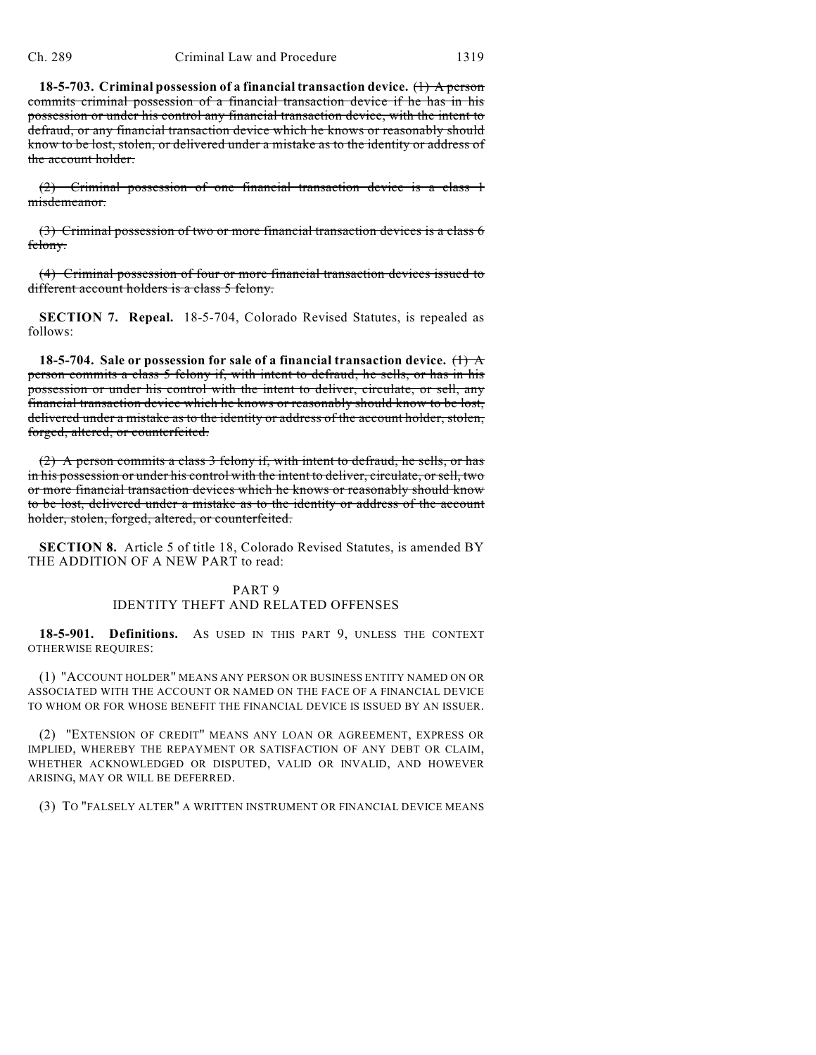**18-5-703. Criminal possession of a financial transaction device.** ~~(1) A person commits criminal possession of a financial transaction device if he has in his possession or under his control any financial transaction device, with the intent to defraud, or any financial transaction device which he knows or reasonably should know to be lost, stolen, or delivered under a mistake as to the identity or address of the account holder.~~

~~(2) Criminal possession of one financial transaction device is a class 1 misdemeanor.~~

~~(3) Criminal possession of two or more financial transaction devices is a class 6 felony.~~

~~(4) Criminal possession of four or more financial transaction devices issued to different account holders is a class 5 felony.~~

**SECTION 7. Repeal.** 18-5-704, Colorado Revised Statutes, is repealed as follows:

**18-5-704. Sale or possession for sale of a financial transaction device.** ~~(1) A person commits a class 5 felony if, with intent to defraud, he sells, or has in his possession or under his control with the intent to deliver, circulate, or sell, any financial transaction device which he knows or reasonably should know to be lost, delivered under a mistake as to the identity or address of the account holder, stolen, forged, altered, or counterfeited.~~

~~(2) A person commits a class 3 felony if, with intent to defraud, he sells, or has in his possession or under his control with the intent to deliver, circulate, or sell, two or more financial transaction devices which he knows or reasonably should know to be lost, delivered under a mistake as to the identity or address of the account holder, stolen, forged, altered, or counterfeited.~~

**SECTION 8.** Article 5 of title 18, Colorado Revised Statutes, is amended BY THE ADDITION OF A NEW PART to read:

PART 9
IDENTITY THEFT AND RELATED OFFENSES

**18-5-901. Definitions.** AS USED IN THIS PART 9, UNLESS THE CONTEXT OTHERWISE REQUIRES:

(1) "ACCOUNT HOLDER" MEANS ANY PERSON OR BUSINESS ENTITY NAMED ON OR ASSOCIATED WITH THE ACCOUNT OR NAMED ON THE FACE OF A FINANCIAL DEVICE TO WHOM OR FOR WHOSE BENEFIT THE FINANCIAL DEVICE IS ISSUED BY AN ISSUER.

(2) "EXTENSION OF CREDIT" MEANS ANY LOAN OR AGREEMENT, EXPRESS OR IMPLIED, WHEREBY THE REPAYMENT OR SATISFACTION OF ANY DEBT OR CLAIM, WHETHER ACKNOWLEDGED OR DISPUTED, VALID OR INVALID, AND HOWEVER ARISING, MAY OR WILL BE DEFERRED.

(3) TO "FALSELY ALTER" A WRITTEN INSTRUMENT OR FINANCIAL DEVICE MEANS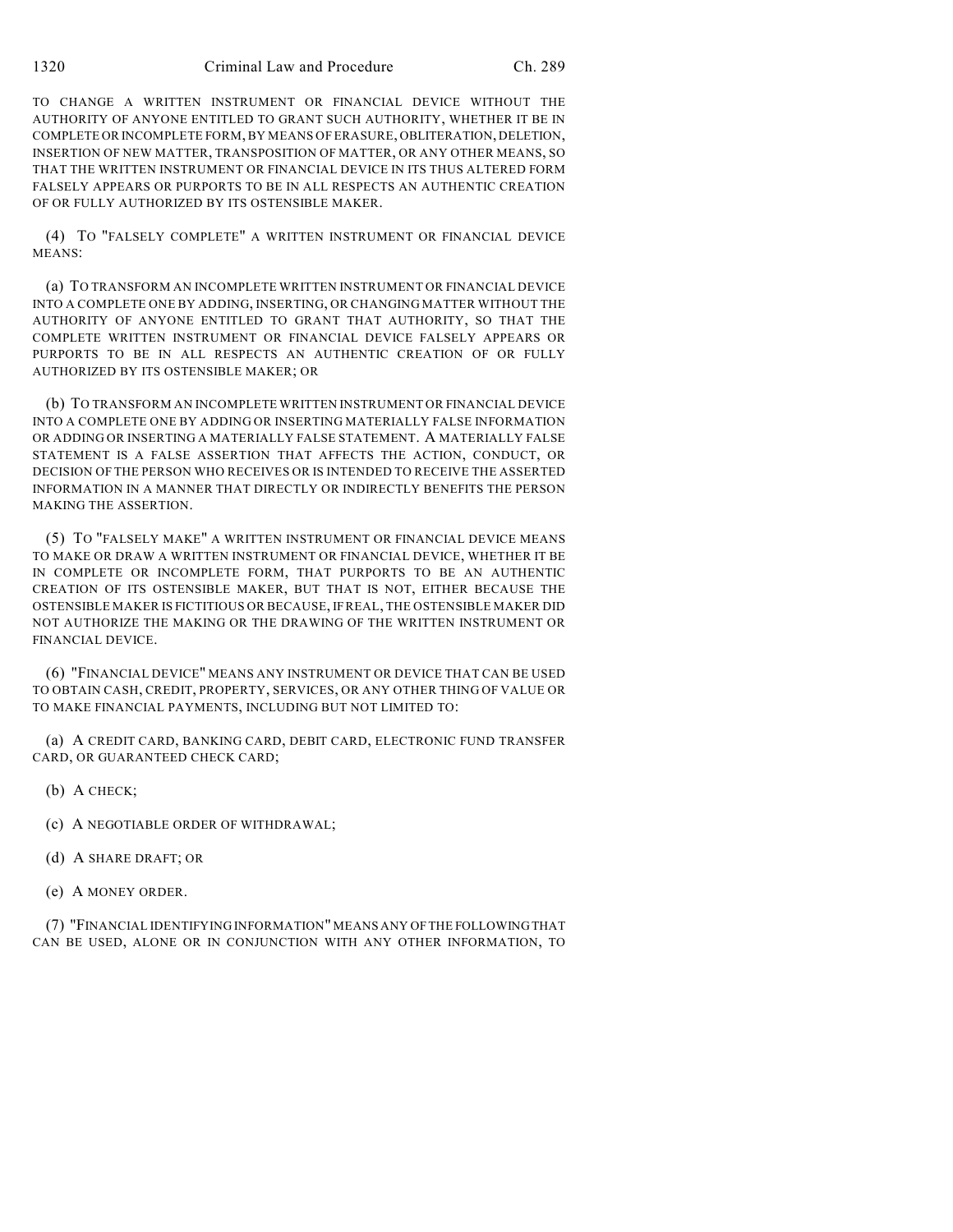TO CHANGE A WRITTEN INSTRUMENT OR FINANCIAL DEVICE WITHOUT THE AUTHORITY OF ANYONE ENTITLED TO GRANT SUCH AUTHORITY, WHETHER IT BE IN COMPLETE OR INCOMPLETE FORM, BY MEANS OF ERASURE, OBLITERATION, DELETION, INSERTION OF NEW MATTER, TRANSPOSITION OF MATTER, OR ANY OTHER MEANS, SO THAT THE WRITTEN INSTRUMENT OR FINANCIAL DEVICE IN ITS THUS ALTERED FORM FALSELY APPEARS OR PURPORTS TO BE IN ALL RESPECTS AN AUTHENTIC CREATION OF OR FULLY AUTHORIZED BY ITS OSTENSIBLE MAKER.

(4) TO "FALSELY COMPLETE" A WRITTEN INSTRUMENT OR FINANCIAL DEVICE MEANS:

(a) TO TRANSFORM AN INCOMPLETE WRITTEN INSTRUMENT OR FINANCIAL DEVICE INTO A COMPLETE ONE BY ADDING, INSERTING, OR CHANGING MATTER WITHOUT THE AUTHORITY OF ANYONE ENTITLED TO GRANT THAT AUTHORITY, SO THAT THE COMPLETE WRITTEN INSTRUMENT OR FINANCIAL DEVICE FALSELY APPEARS OR PURPORTS TO BE IN ALL RESPECTS AN AUTHENTIC CREATION OF OR FULLY AUTHORIZED BY ITS OSTENSIBLE MAKER; OR

(b) TO TRANSFORM AN INCOMPLETE WRITTEN INSTRUMENT OR FINANCIAL DEVICE INTO A COMPLETE ONE BY ADDING OR INSERTING MATERIALLY FALSE INFORMATION OR ADDING OR INSERTING A MATERIALLY FALSE STATEMENT. A MATERIALLY FALSE STATEMENT IS A FALSE ASSERTION THAT AFFECTS THE ACTION, CONDUCT, OR DECISION OF THE PERSON WHO RECEIVES OR IS INTENDED TO RECEIVE THE ASSERTED INFORMATION IN A MANNER THAT DIRECTLY OR INDIRECTLY BENEFITS THE PERSON MAKING THE ASSERTION.

(5) TO "FALSELY MAKE" A WRITTEN INSTRUMENT OR FINANCIAL DEVICE MEANS TO MAKE OR DRAW A WRITTEN INSTRUMENT OR FINANCIAL DEVICE, WHETHER IT BE IN COMPLETE OR INCOMPLETE FORM, THAT PURPORTS TO BE AN AUTHENTIC CREATION OF ITS OSTENSIBLE MAKER, BUT THAT IS NOT, EITHER BECAUSE THE OSTENSIBLE MAKER IS FICTITIOUS OR BECAUSE, IF REAL, THE OSTENSIBLE MAKER DID NOT AUTHORIZE THE MAKING OR THE DRAWING OF THE WRITTEN INSTRUMENT OR FINANCIAL DEVICE.

(6) "FINANCIAL DEVICE" MEANS ANY INSTRUMENT OR DEVICE THAT CAN BE USED TO OBTAIN CASH, CREDIT, PROPERTY, SERVICES, OR ANY OTHER THING OF VALUE OR TO MAKE FINANCIAL PAYMENTS, INCLUDING BUT NOT LIMITED TO:

(a) A CREDIT CARD, BANKING CARD, DEBIT CARD, ELECTRONIC FUND TRANSFER CARD, OR GUARANTEED CHECK CARD;

(b) A CHECK;

(c) A NEGOTIABLE ORDER OF WITHDRAWAL;

(d) A SHARE DRAFT; OR

(e) A MONEY ORDER.

(7) "FINANCIAL IDENTIFYING INFORMATION" MEANS ANY OF THE FOLLOWING THAT CAN BE USED, ALONE OR IN CONJUNCTION WITH ANY OTHER INFORMATION, TO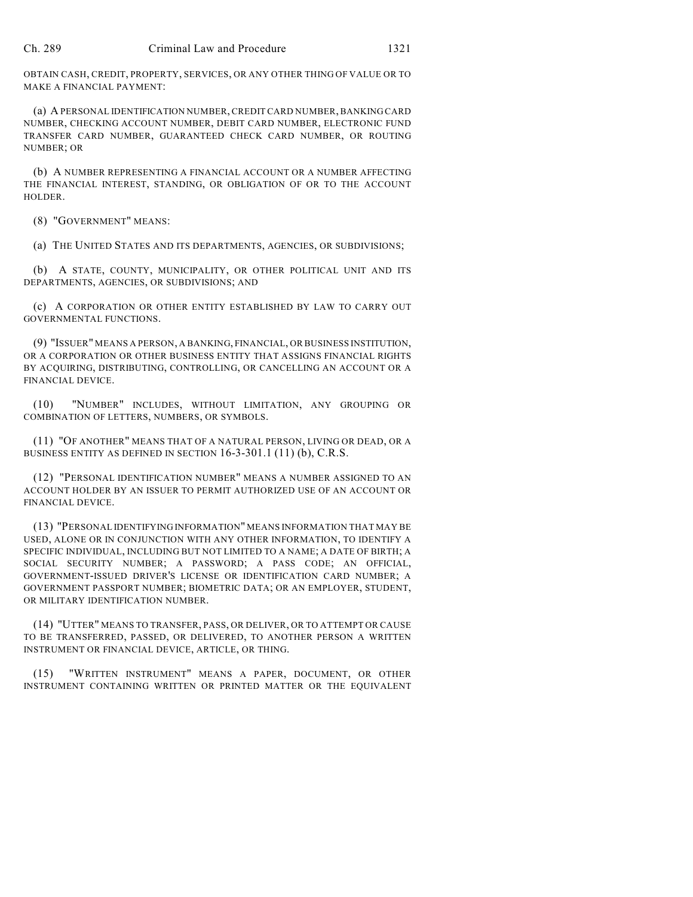OBTAIN CASH, CREDIT, PROPERTY, SERVICES, OR ANY OTHER THING OF VALUE OR TO MAKE A FINANCIAL PAYMENT:

(a) A PERSONAL IDENTIFICATION NUMBER, CREDIT CARD NUMBER, BANKING CARD NUMBER, CHECKING ACCOUNT NUMBER, DEBIT CARD NUMBER, ELECTRONIC FUND TRANSFER CARD NUMBER, GUARANTEED CHECK CARD NUMBER, OR ROUTING NUMBER; OR

(b) A NUMBER REPRESENTING A FINANCIAL ACCOUNT OR A NUMBER AFFECTING THE FINANCIAL INTEREST, STANDING, OR OBLIGATION OF OR TO THE ACCOUNT HOLDER.

(8) "GOVERNMENT" MEANS:

(a) THE UNITED STATES AND ITS DEPARTMENTS, AGENCIES, OR SUBDIVISIONS;

(b) A STATE, COUNTY, MUNICIPALITY, OR OTHER POLITICAL UNIT AND ITS DEPARTMENTS, AGENCIES, OR SUBDIVISIONS; AND

(c) A CORPORATION OR OTHER ENTITY ESTABLISHED BY LAW TO CARRY OUT GOVERNMENTAL FUNCTIONS.

(9) "ISSUER" MEANS A PERSON, A BANKING, FINANCIAL, OR BUSINESS INSTITUTION, OR A CORPORATION OR OTHER BUSINESS ENTITY THAT ASSIGNS FINANCIAL RIGHTS BY ACQUIRING, DISTRIBUTING, CONTROLLING, OR CANCELLING AN ACCOUNT OR A FINANCIAL DEVICE.

(10) "NUMBER" INCLUDES, WITHOUT LIMITATION, ANY GROUPING OR COMBINATION OF LETTERS, NUMBERS, OR SYMBOLS.

(11) "OF ANOTHER" MEANS THAT OF A NATURAL PERSON, LIVING OR DEAD, OR A BUSINESS ENTITY AS DEFINED IN SECTION 16-3-301.1 (11) (b), C.R.S.

(12) "PERSONAL IDENTIFICATION NUMBER" MEANS A NUMBER ASSIGNED TO AN ACCOUNT HOLDER BY AN ISSUER TO PERMIT AUTHORIZED USE OF AN ACCOUNT OR FINANCIAL DEVICE.

(13) "PERSONAL IDENTIFYING INFORMATION" MEANS INFORMATION THAT MAY BE USED, ALONE OR IN CONJUNCTION WITH ANY OTHER INFORMATION, TO IDENTIFY A SPECIFIC INDIVIDUAL, INCLUDING BUT NOT LIMITED TO A NAME; A DATE OF BIRTH; A SOCIAL SECURITY NUMBER; A PASSWORD; A PASS CODE; AN OFFICIAL, GOVERNMENT-ISSUED DRIVER'S LICENSE OR IDENTIFICATION CARD NUMBER; A GOVERNMENT PASSPORT NUMBER; BIOMETRIC DATA; OR AN EMPLOYER, STUDENT, OR MILITARY IDENTIFICATION NUMBER.

(14) "UTTER" MEANS TO TRANSFER, PASS, OR DELIVER, OR TO ATTEMPT OR CAUSE TO BE TRANSFERRED, PASSED, OR DELIVERED, TO ANOTHER PERSON A WRITTEN INSTRUMENT OR FINANCIAL DEVICE, ARTICLE, OR THING.

(15) "WRITTEN INSTRUMENT" MEANS A PAPER, DOCUMENT, OR OTHER INSTRUMENT CONTAINING WRITTEN OR PRINTED MATTER OR THE EQUIVALENT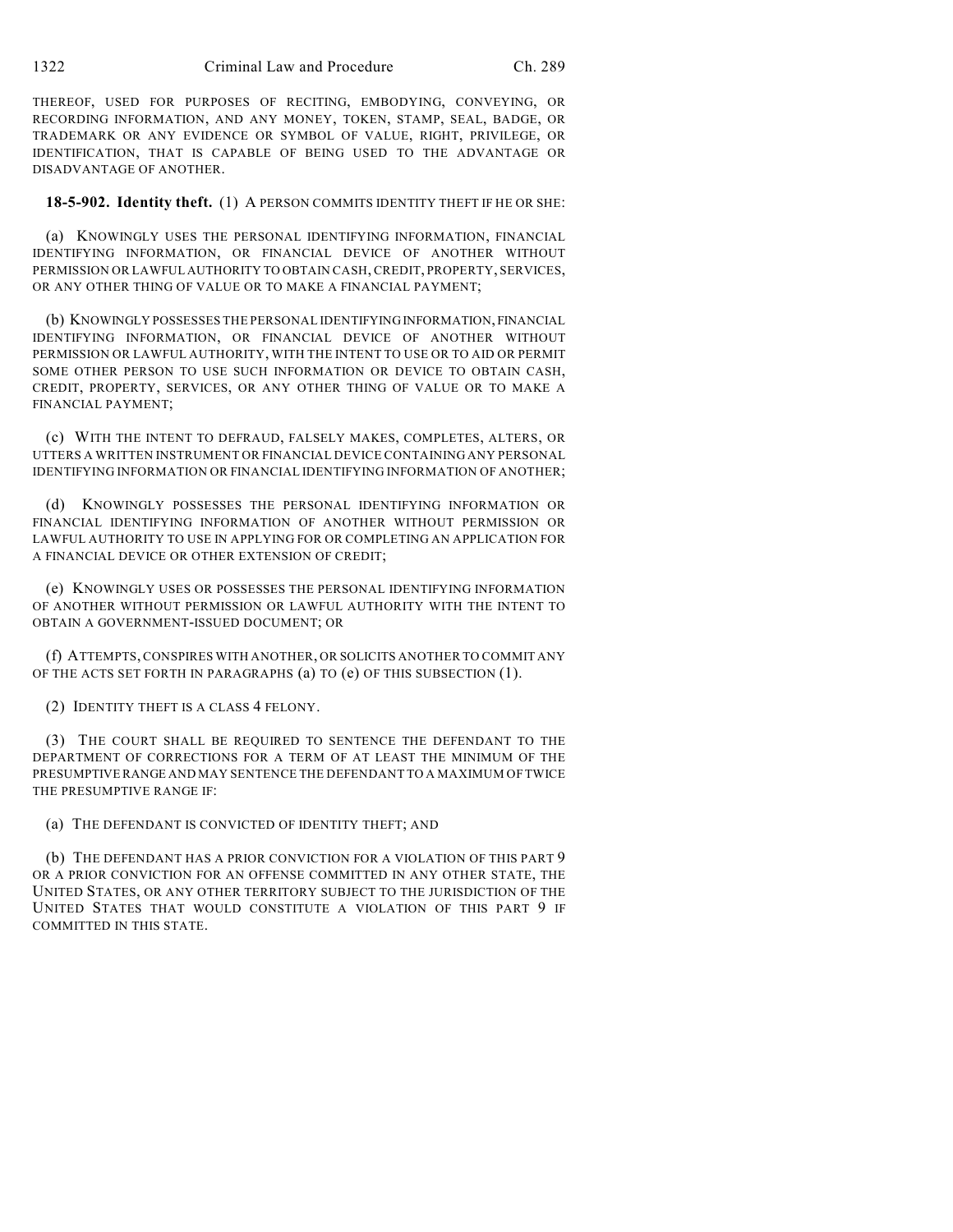THEREOF, USED FOR PURPOSES OF RECITING, EMBODYING, CONVEYING, OR RECORDING INFORMATION, AND ANY MONEY, TOKEN, STAMP, SEAL, BADGE, OR TRADEMARK OR ANY EVIDENCE OR SYMBOL OF VALUE, RIGHT, PRIVILEGE, OR IDENTIFICATION, THAT IS CAPABLE OF BEING USED TO THE ADVANTAGE OR DISADVANTAGE OF ANOTHER.

**18-5-902. Identity theft.** (1) A PERSON COMMITS IDENTITY THEFT IF HE OR SHE:

(a) KNOWINGLY USES THE PERSONAL IDENTIFYING INFORMATION, FINANCIAL IDENTIFYING INFORMATION, OR FINANCIAL DEVICE OF ANOTHER WITHOUT PERMISSION OR LAWFUL AUTHORITY TO OBTAIN CASH, CREDIT, PROPERTY, SERVICES, OR ANY OTHER THING OF VALUE OR TO MAKE A FINANCIAL PAYMENT;

(b) KNOWINGLY POSSESSES THE PERSONAL IDENTIFYING INFORMATION, FINANCIAL IDENTIFYING INFORMATION, OR FINANCIAL DEVICE OF ANOTHER WITHOUT PERMISSION OR LAWFUL AUTHORITY, WITH THE INTENT TO USE OR TO AID OR PERMIT SOME OTHER PERSON TO USE SUCH INFORMATION OR DEVICE TO OBTAIN CASH, CREDIT, PROPERTY, SERVICES, OR ANY OTHER THING OF VALUE OR TO MAKE A FINANCIAL PAYMENT;

(c) WITH THE INTENT TO DEFRAUD, FALSELY MAKES, COMPLETES, ALTERS, OR UTTERS A WRITTEN INSTRUMENT OR FINANCIAL DEVICE CONTAINING ANY PERSONAL IDENTIFYING INFORMATION OR FINANCIAL IDENTIFYING INFORMATION OF ANOTHER;

(d) KNOWINGLY POSSESSES THE PERSONAL IDENTIFYING INFORMATION OR FINANCIAL IDENTIFYING INFORMATION OF ANOTHER WITHOUT PERMISSION OR LAWFUL AUTHORITY TO USE IN APPLYING FOR OR COMPLETING AN APPLICATION FOR A FINANCIAL DEVICE OR OTHER EXTENSION OF CREDIT;

(e) KNOWINGLY USES OR POSSESSES THE PERSONAL IDENTIFYING INFORMATION OF ANOTHER WITHOUT PERMISSION OR LAWFUL AUTHORITY WITH THE INTENT TO OBTAIN A GOVERNMENT-ISSUED DOCUMENT; OR

(f) ATTEMPTS, CONSPIRES WITH ANOTHER, OR SOLICITS ANOTHER TO COMMIT ANY OF THE ACTS SET FORTH IN PARAGRAPHS (a) TO (e) OF THIS SUBSECTION (1).

(2) IDENTITY THEFT IS A CLASS 4 FELONY.

(3) THE COURT SHALL BE REQUIRED TO SENTENCE THE DEFENDANT TO THE DEPARTMENT OF CORRECTIONS FOR A TERM OF AT LEAST THE MINIMUM OF THE PRESUMPTIVE RANGE AND MAY SENTENCE THE DEFENDANT TO A MAXIMUM OF TWICE THE PRESUMPTIVE RANGE IF:

(a) THE DEFENDANT IS CONVICTED OF IDENTITY THEFT; AND

(b) THE DEFENDANT HAS A PRIOR CONVICTION FOR A VIOLATION OF THIS PART 9 OR A PRIOR CONVICTION FOR AN OFFENSE COMMITTED IN ANY OTHER STATE, THE UNITED STATES, OR ANY OTHER TERRITORY SUBJECT TO THE JURISDICTION OF THE UNITED STATES THAT WOULD CONSTITUTE A VIOLATION OF THIS PART 9 IF COMMITTED IN THIS STATE.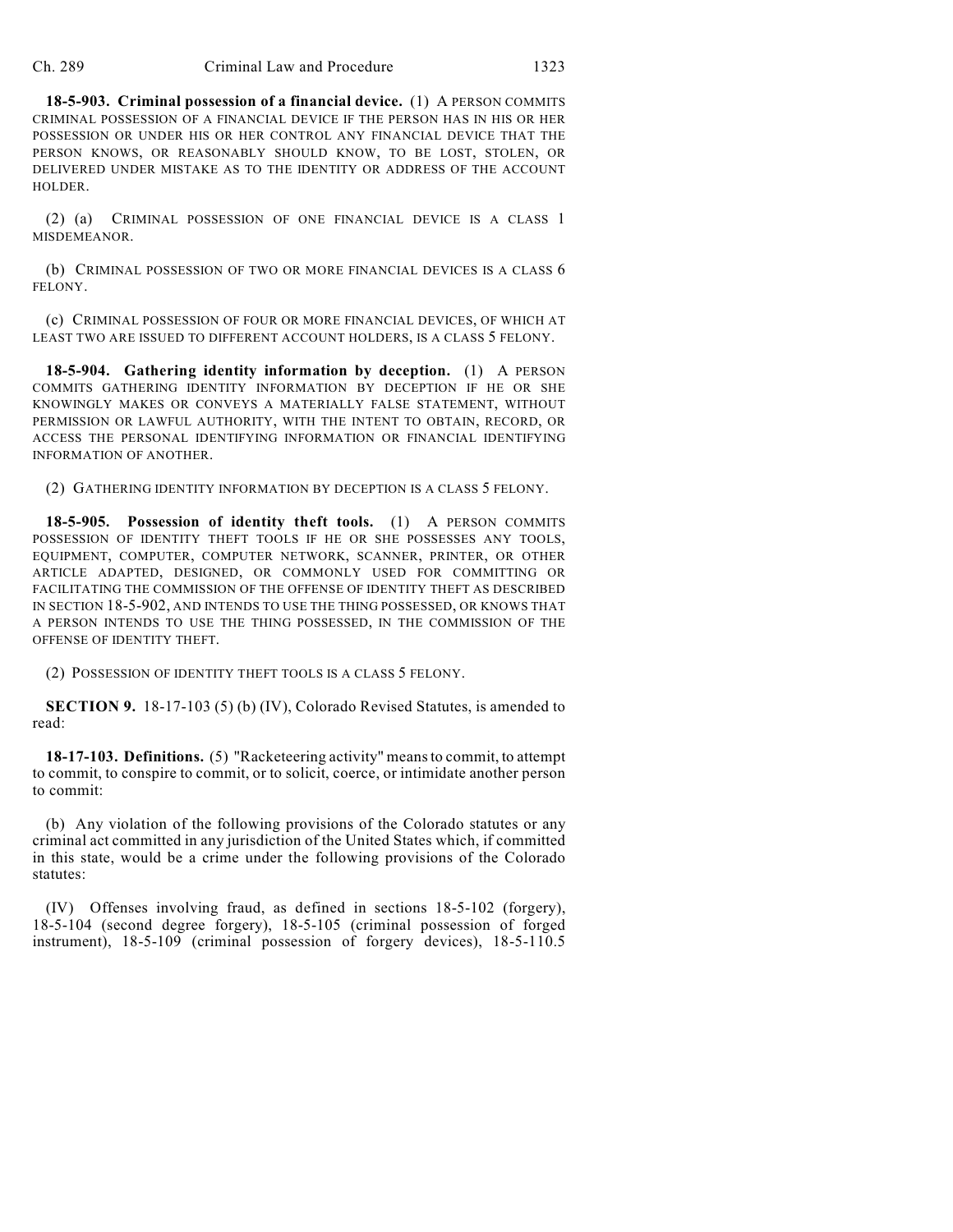**18-5-903. Criminal possession of a financial device.** (1) A PERSON COMMITS CRIMINAL POSSESSION OF A FINANCIAL DEVICE IF THE PERSON HAS IN HIS OR HER POSSESSION OR UNDER HIS OR HER CONTROL ANY FINANCIAL DEVICE THAT THE PERSON KNOWS, OR REASONABLY SHOULD KNOW, TO BE LOST, STOLEN, OR DELIVERED UNDER MISTAKE AS TO THE IDENTITY OR ADDRESS OF THE ACCOUNT HOLDER.

(2) (a) CRIMINAL POSSESSION OF ONE FINANCIAL DEVICE IS A CLASS 1 MISDEMEANOR.

(b) CRIMINAL POSSESSION OF TWO OR MORE FINANCIAL DEVICES IS A CLASS 6 FELONY.

(c) CRIMINAL POSSESSION OF FOUR OR MORE FINANCIAL DEVICES, OF WHICH AT LEAST TWO ARE ISSUED TO DIFFERENT ACCOUNT HOLDERS, IS A CLASS 5 FELONY.

**18-5-904. Gathering identity information by deception.** (1) A PERSON COMMITS GATHERING IDENTITY INFORMATION BY DECEPTION IF HE OR SHE KNOWINGLY MAKES OR CONVEYS A MATERIALLY FALSE STATEMENT, WITHOUT PERMISSION OR LAWFUL AUTHORITY, WITH THE INTENT TO OBTAIN, RECORD, OR ACCESS THE PERSONAL IDENTIFYING INFORMATION OR FINANCIAL IDENTIFYING INFORMATION OF ANOTHER.

(2) GATHERING IDENTITY INFORMATION BY DECEPTION IS A CLASS 5 FELONY.

**18-5-905. Possession of identity theft tools.** (1) A PERSON COMMITS POSSESSION OF IDENTITY THEFT TOOLS IF HE OR SHE POSSESSES ANY TOOLS, EQUIPMENT, COMPUTER, COMPUTER NETWORK, SCANNER, PRINTER, OR OTHER ARTICLE ADAPTED, DESIGNED, OR COMMONLY USED FOR COMMITTING OR FACILITATING THE COMMISSION OF THE OFFENSE OF IDENTITY THEFT AS DESCRIBED IN SECTION 18-5-902, AND INTENDS TO USE THE THING POSSESSED, OR KNOWS THAT A PERSON INTENDS TO USE THE THING POSSESSED, IN THE COMMISSION OF THE OFFENSE OF IDENTITY THEFT.

(2) POSSESSION OF IDENTITY THEFT TOOLS IS A CLASS 5 FELONY.

**SECTION 9.** 18-17-103 (5) (b) (IV), Colorado Revised Statutes, is amended to read:

**18-17-103. Definitions.** (5) "Racketeering activity" means to commit, to attempt to commit, to conspire to commit, or to solicit, coerce, or intimidate another person to commit:

(b) Any violation of the following provisions of the Colorado statutes or any criminal act committed in any jurisdiction of the United States which, if committed in this state, would be a crime under the following provisions of the Colorado statutes:

(IV) Offenses involving fraud, as defined in sections 18-5-102 (forgery), 18-5-104 (second degree forgery), 18-5-105 (criminal possession of forged instrument), 18-5-109 (criminal possession of forgery devices), 18-5-110.5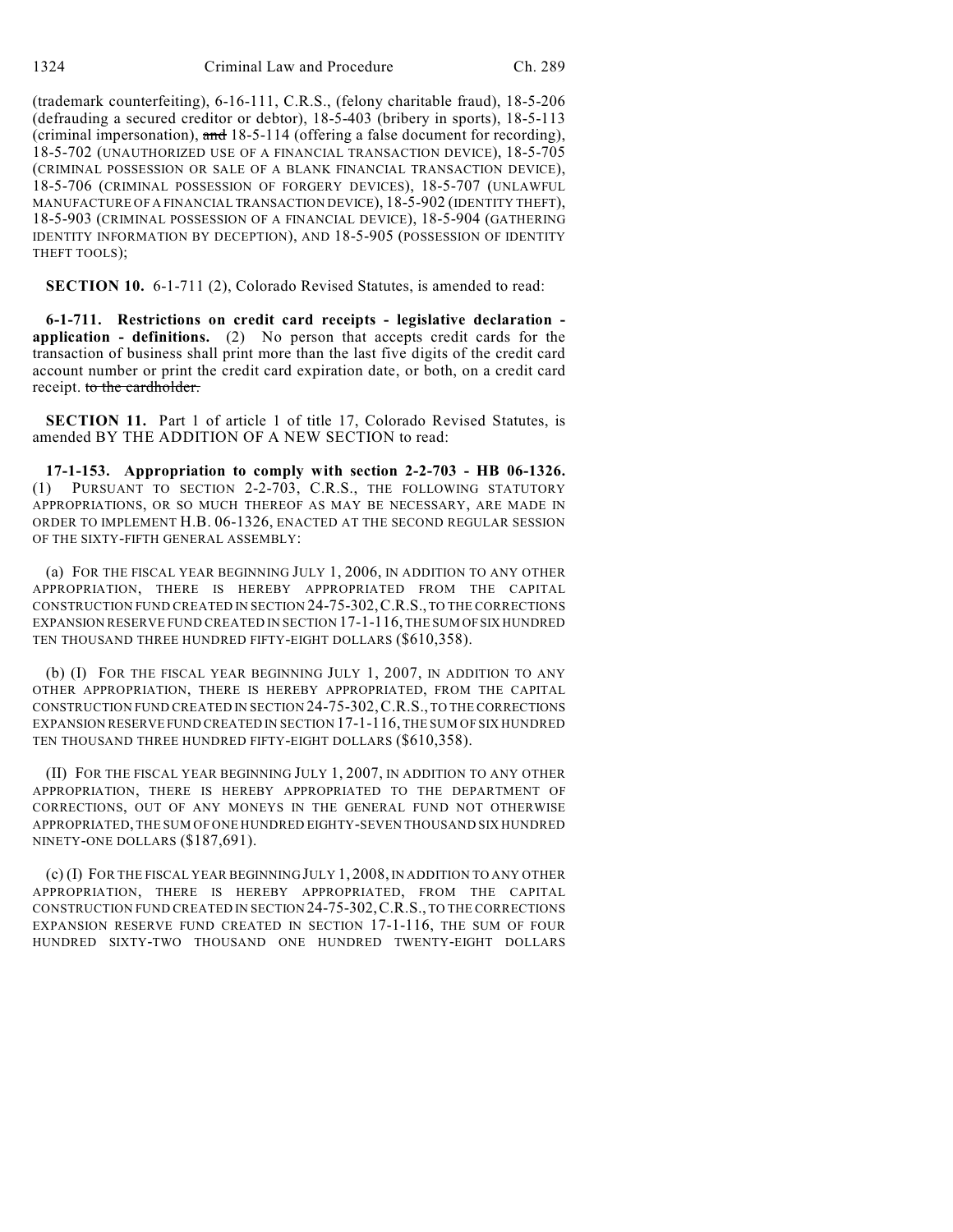(trademark counterfeiting), 6-16-111, C.R.S., (felony charitable fraud), 18-5-206 (defrauding a secured creditor or debtor), 18-5-403 (bribery in sports), 18-5-113 (criminal impersonation), ~~and~~ 18-5-114 (offering a false document for recording), 18-5-702 (UNAUTHORIZED USE OF A FINANCIAL TRANSACTION DEVICE), 18-5-705 (CRIMINAL POSSESSION OR SALE OF A BLANK FINANCIAL TRANSACTION DEVICE), 18-5-706 (CRIMINAL POSSESSION OF FORGERY DEVICES), 18-5-707 (UNLAWFUL MANUFACTURE OF A FINANCIAL TRANSACTION DEVICE), 18-5-902 (IDENTITY THEFT), 18-5-903 (CRIMINAL POSSESSION OF A FINANCIAL DEVICE), 18-5-904 (GATHERING IDENTITY INFORMATION BY DECEPTION), AND 18-5-905 (POSSESSION OF IDENTITY THEFT TOOLS);

**SECTION 10.** 6-1-711 (2), Colorado Revised Statutes, is amended to read:

**6-1-711. Restrictions on credit card receipts - legislative declaration - application - definitions.** (2) No person that accepts credit cards for the transaction of business shall print more than the last five digits of the credit card account number or print the credit card expiration date, or both, on a credit card receipt. ~~to the cardholder.~~

**SECTION 11.** Part 1 of article 1 of title 17, Colorado Revised Statutes, is amended BY THE ADDITION OF A NEW SECTION to read:

**17-1-153. Appropriation to comply with section 2-2-703 - HB 06-1326.** (1) PURSUANT TO SECTION 2-2-703, C.R.S., THE FOLLOWING STATUTORY APPROPRIATIONS, OR SO MUCH THEREOF AS MAY BE NECESSARY, ARE MADE IN ORDER TO IMPLEMENT H.B. 06-1326, ENACTED AT THE SECOND REGULAR SESSION OF THE SIXTY-FIFTH GENERAL ASSEMBLY:

(a) FOR THE FISCAL YEAR BEGINNING JULY 1, 2006, IN ADDITION TO ANY OTHER APPROPRIATION, THERE IS HEREBY APPROPRIATED FROM THE CAPITAL CONSTRUCTION FUND CREATED IN SECTION 24-75-302, C.R.S., TO THE CORRECTIONS EXPANSION RESERVE FUND CREATED IN SECTION 17-1-116, THE SUM OF SIX HUNDRED TEN THOUSAND THREE HUNDRED FIFTY-EIGHT DOLLARS ($610,358).

(b) (I) FOR THE FISCAL YEAR BEGINNING JULY 1, 2007, IN ADDITION TO ANY OTHER APPROPRIATION, THERE IS HEREBY APPROPRIATED, FROM THE CAPITAL CONSTRUCTION FUND CREATED IN SECTION 24-75-302, C.R.S., TO THE CORRECTIONS EXPANSION RESERVE FUND CREATED IN SECTION 17-1-116, THE SUM OF SIX HUNDRED TEN THOUSAND THREE HUNDRED FIFTY-EIGHT DOLLARS ($610,358).

(II) FOR THE FISCAL YEAR BEGINNING JULY 1, 2007, IN ADDITION TO ANY OTHER APPROPRIATION, THERE IS HEREBY APPROPRIATED TO THE DEPARTMENT OF CORRECTIONS, OUT OF ANY MONEYS IN THE GENERAL FUND NOT OTHERWISE APPROPRIATED, THE SUM OF ONE HUNDRED EIGHTY-SEVEN THOUSAND SIX HUNDRED NINETY-ONE DOLLARS ($187,691).

(c) (I) FOR THE FISCAL YEAR BEGINNING JULY 1, 2008, IN ADDITION TO ANY OTHER APPROPRIATION, THERE IS HEREBY APPROPRIATED, FROM THE CAPITAL CONSTRUCTION FUND CREATED IN SECTION 24-75-302, C.R.S., TO THE CORRECTIONS EXPANSION RESERVE FUND CREATED IN SECTION 17-1-116, THE SUM OF FOUR HUNDRED SIXTY-TWO THOUSAND ONE HUNDRED TWENTY-EIGHT DOLLARS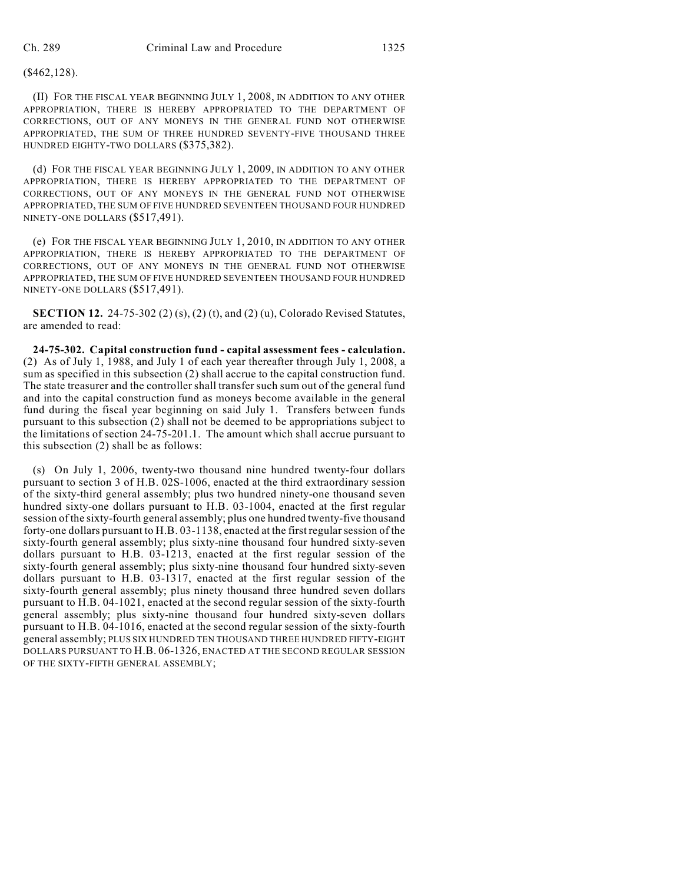($462,128).

(II) FOR THE FISCAL YEAR BEGINNING JULY 1, 2008, IN ADDITION TO ANY OTHER APPROPRIATION, THERE IS HEREBY APPROPRIATED TO THE DEPARTMENT OF CORRECTIONS, OUT OF ANY MONEYS IN THE GENERAL FUND NOT OTHERWISE APPROPRIATED, THE SUM OF THREE HUNDRED SEVENTY-FIVE THOUSAND THREE HUNDRED EIGHTY-TWO DOLLARS ($375,382).

(d) FOR THE FISCAL YEAR BEGINNING JULY 1, 2009, IN ADDITION TO ANY OTHER APPROPRIATION, THERE IS HEREBY APPROPRIATED TO THE DEPARTMENT OF CORRECTIONS, OUT OF ANY MONEYS IN THE GENERAL FUND NOT OTHERWISE APPROPRIATED, THE SUM OF FIVE HUNDRED SEVENTEEN THOUSAND FOUR HUNDRED NINETY-ONE DOLLARS ($517,491).

(e) FOR THE FISCAL YEAR BEGINNING JULY 1, 2010, IN ADDITION TO ANY OTHER APPROPRIATION, THERE IS HEREBY APPROPRIATED TO THE DEPARTMENT OF CORRECTIONS, OUT OF ANY MONEYS IN THE GENERAL FUND NOT OTHERWISE APPROPRIATED, THE SUM OF FIVE HUNDRED SEVENTEEN THOUSAND FOUR HUNDRED NINETY-ONE DOLLARS ($517,491).

**SECTION 12.** 24-75-302 (2) (s), (2) (t), and (2) (u), Colorado Revised Statutes, are amended to read:

**24-75-302. Capital construction fund - capital assessment fees - calculation.** (2) As of July 1, 1988, and July 1 of each year thereafter through July 1, 2008, a sum as specified in this subsection (2) shall accrue to the capital construction fund. The state treasurer and the controller shall transfer such sum out of the general fund and into the capital construction fund as moneys become available in the general fund during the fiscal year beginning on said July 1. Transfers between funds pursuant to this subsection (2) shall not be deemed to be appropriations subject to the limitations of section 24-75-201.1. The amount which shall accrue pursuant to this subsection (2) shall be as follows:

(s) On July 1, 2006, twenty-two thousand nine hundred twenty-four dollars pursuant to section 3 of H.B. 02S-1006, enacted at the third extraordinary session of the sixty-third general assembly; plus two hundred ninety-one thousand seven hundred sixty-one dollars pursuant to H.B. 03-1004, enacted at the first regular session of the sixty-fourth general assembly; plus one hundred twenty-five thousand forty-one dollars pursuant to H.B. 03-1138, enacted at the first regular session of the sixty-fourth general assembly; plus sixty-nine thousand four hundred sixty-seven dollars pursuant to H.B. 03-1213, enacted at the first regular session of the sixty-fourth general assembly; plus sixty-nine thousand four hundred sixty-seven dollars pursuant to H.B. 03-1317, enacted at the first regular session of the sixty-fourth general assembly; plus ninety thousand three hundred seven dollars pursuant to H.B. 04-1021, enacted at the second regular session of the sixty-fourth general assembly; plus sixty-nine thousand four hundred sixty-seven dollars pursuant to H.B. 04-1016, enacted at the second regular session of the sixty-fourth general assembly; PLUS SIX HUNDRED TEN THOUSAND THREE HUNDRED FIFTY-EIGHT DOLLARS PURSUANT TO H.B. 06-1326, ENACTED AT THE SECOND REGULAR SESSION OF THE SIXTY-FIFTH GENERAL ASSEMBLY;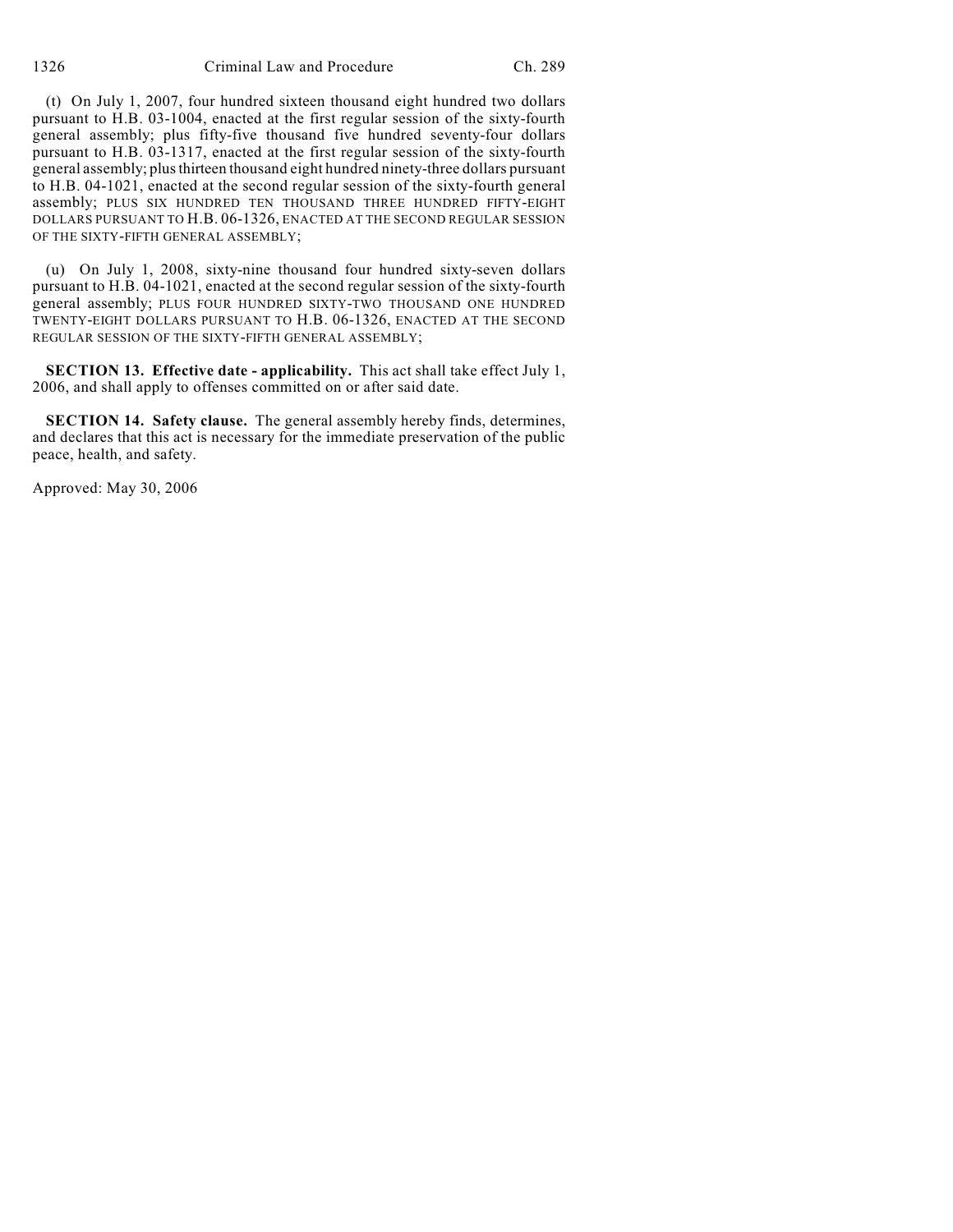(t) On July 1, 2007, four hundred sixteen thousand eight hundred two dollars pursuant to H.B. 03-1004, enacted at the first regular session of the sixty-fourth general assembly; plus fifty-five thousand five hundred seventy-four dollars pursuant to H.B. 03-1317, enacted at the first regular session of the sixty-fourth general assembly; plus thirteen thousand eight hundred ninety-three dollars pursuant to H.B. 04-1021, enacted at the second regular session of the sixty-fourth general assembly; PLUS SIX HUNDRED TEN THOUSAND THREE HUNDRED FIFTY-EIGHT DOLLARS PURSUANT TO H.B. 06-1326, ENACTED AT THE SECOND REGULAR SESSION OF THE SIXTY-FIFTH GENERAL ASSEMBLY;

(u) On July 1, 2008, sixty-nine thousand four hundred sixty-seven dollars pursuant to H.B. 04-1021, enacted at the second regular session of the sixty-fourth general assembly; PLUS FOUR HUNDRED SIXTY-TWO THOUSAND ONE HUNDRED TWENTY-EIGHT DOLLARS PURSUANT TO H.B. 06-1326, ENACTED AT THE SECOND REGULAR SESSION OF THE SIXTY-FIFTH GENERAL ASSEMBLY;

**SECTION 13. Effective date - applicability.** This act shall take effect July 1, 2006, and shall apply to offenses committed on or after said date.

**SECTION 14. Safety clause.** The general assembly hereby finds, determines, and declares that this act is necessary for the immediate preservation of the public peace, health, and safety.

Approved: May 30, 2006